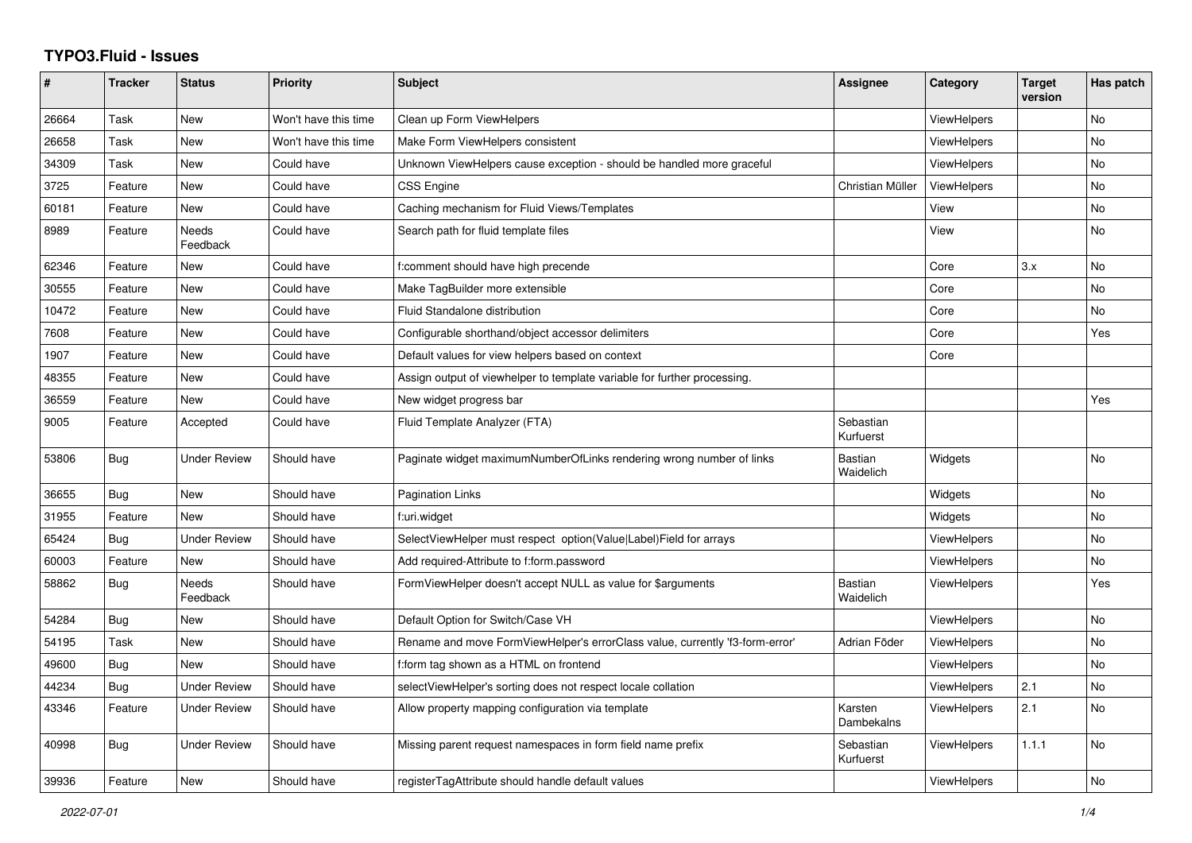# TYPO3.Fluid - Issues

| # | Tracker | Status | Priority | Subject | Assignee | Category | Target version | Has patch |
|---|---|---|---|---|---|---|---|---|
| 26664 | Task | New | Won't have this time | Clean up Form ViewHelpers | | ViewHelpers | | No |
| 26658 | Task | New | Won't have this time | Make Form ViewHelpers consistent | | ViewHelpers | | No |
| 34309 | Task | New | Could have | Unknown ViewHelpers cause exception - should be handled more graceful | | ViewHelpers | | No |
| 3725 | Feature | New | Could have | CSS Engine | Christian Müller | ViewHelpers | | No |
| 60181 | Feature | New | Could have | Caching mechanism for Fluid Views/Templates | | View | | No |
| 8989 | Feature | Needs Feedback | Could have | Search path for fluid template files | | View | | No |
| 62346 | Feature | New | Could have | f:comment should have high precende | | Core | 3.x | No |
| 30555 | Feature | New | Could have | Make TagBuilder more extensible | | Core | | No |
| 10472 | Feature | New | Could have | Fluid Standalone distribution | | Core | | No |
| 7608 | Feature | New | Could have | Configurable shorthand/object accessor delimiters | | Core | | Yes |
| 1907 | Feature | New | Could have | Default values for view helpers based on context | | Core | | |
| 48355 | Feature | New | Could have | Assign output of viewhelper to template variable for further processing. | | | | |
| 36559 | Feature | New | Could have | New widget progress bar | | | | Yes |
| 9005 | Feature | Accepted | Could have | Fluid Template Analyzer (FTA) | Sebastian Kurfuerst | | | |
| 53806 | Bug | Under Review | Should have | Paginate widget maximumNumberOfLinks rendering wrong number of links | Bastian Waidelich | Widgets | | No |
| 36655 | Bug | New | Should have | Pagination Links | | Widgets | | No |
| 31955 | Feature | New | Should have | f:uri.widget | | Widgets | | No |
| 65424 | Bug | Under Review | Should have | SelectViewHelper must respect option(Value\|Label)Field for arrays | | ViewHelpers | | No |
| 60003 | Feature | New | Should have | Add required-Attribute to f:form.password | | ViewHelpers | | No |
| 58862 | Bug | Needs Feedback | Should have | FormViewHelper doesn't accept NULL as value for $arguments | Bastian Waidelich | ViewHelpers | | Yes |
| 54284 | Bug | New | Should have | Default Option for Switch/Case VH | | ViewHelpers | | No |
| 54195 | Task | New | Should have | Rename and move FormViewHelper's errorClass value, currently 'f3-form-error' | Adrian Föder | ViewHelpers | | No |
| 49600 | Bug | New | Should have | f:form tag shown as a HTML on frontend | | ViewHelpers | | No |
| 44234 | Bug | Under Review | Should have | selectViewHelper's sorting does not respect locale collation | | ViewHelpers | 2.1 | No |
| 43346 | Feature | Under Review | Should have | Allow property mapping configuration via template | Karsten Dambekalns | ViewHelpers | 2.1 | No |
| 40998 | Bug | Under Review | Should have | Missing parent request namespaces in form field name prefix | Sebastian Kurfuerst | ViewHelpers | 1.1.1 | No |
| 39936 | Feature | New | Should have | registerTagAttribute should handle default values | | ViewHelpers | | No |

*2022-07-01*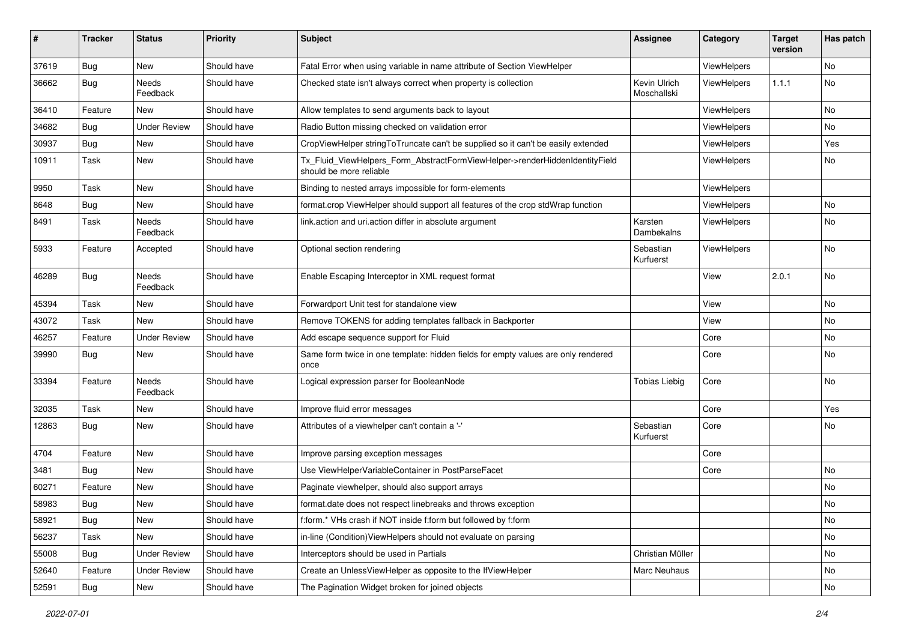| # | Tracker | Status | Priority | Subject | Assignee | Category | Target version | Has patch |
|---|---|---|---|---|---|---|---|---|
| 37619 | Bug | New | Should have | Fatal Error when using variable in name attribute of Section ViewHelper | | ViewHelpers | | No |
| 36662 | Bug | Needs Feedback | Should have | Checked state isn't always correct when property is collection | Kevin Ulrich Moschallski | ViewHelpers | 1.1.1 | No |
| 36410 | Feature | New | Should have | Allow templates to send arguments back to layout | | ViewHelpers | | No |
| 34682 | Bug | Under Review | Should have | Radio Button missing checked on validation error | | ViewHelpers | | No |
| 30937 | Bug | New | Should have | CropViewHelper stringToTruncate can't be supplied so it can't be easily extended | | ViewHelpers | | Yes |
| 10911 | Task | New | Should have | Tx_Fluid_ViewHelpers_Form_AbstractFormViewHelper->renderHiddenIdentityField should be more reliable | | ViewHelpers | | No |
| 9950 | Task | New | Should have | Binding to nested arrays impossible for form-elements | | ViewHelpers | | |
| 8648 | Bug | New | Should have | format.crop ViewHelper should support all features of the crop stdWrap function | | ViewHelpers | | No |
| 8491 | Task | Needs Feedback | Should have | link.action and uri.action differ in absolute argument | Karsten Dambekalns | ViewHelpers | | No |
| 5933 | Feature | Accepted | Should have | Optional section rendering | Sebastian Kurfuerst | ViewHelpers | | No |
| 46289 | Bug | Needs Feedback | Should have | Enable Escaping Interceptor in XML request format | | View | 2.0.1 | No |
| 45394 | Task | New | Should have | Forwardport Unit test for standalone view | | View | | No |
| 43072 | Task | New | Should have | Remove TOKENS for adding templates fallback in Backporter | | View | | No |
| 46257 | Feature | Under Review | Should have | Add escape sequence support for Fluid | | Core | | No |
| 39990 | Bug | New | Should have | Same form twice in one template: hidden fields for empty values are only rendered once | | Core | | No |
| 33394 | Feature | Needs Feedback | Should have | Logical expression parser for BooleanNode | Tobias Liebig | Core | | No |
| 32035 | Task | New | Should have | Improve fluid error messages | | Core | | Yes |
| 12863 | Bug | New | Should have | Attributes of a viewhelper can't contain a '-' | Sebastian Kurfuerst | Core | | No |
| 4704 | Feature | New | Should have | Improve parsing exception messages | | Core | | |
| 3481 | Bug | New | Should have | Use ViewHelperVariableContainer in PostParseFacet | | Core | | No |
| 60271 | Feature | New | Should have | Paginate viewhelper, should also support arrays | | | | No |
| 58983 | Bug | New | Should have | format.date does not respect linebreaks and throws exception | | | | No |
| 58921 | Bug | New | Should have | f:form.* VHs crash if NOT inside f:form but followed by f:form | | | | No |
| 56237 | Task | New | Should have | in-line (Condition)ViewHelpers should not evaluate on parsing | | | | No |
| 55008 | Bug | Under Review | Should have | Interceptors should be used in Partials | Christian Müller | | | No |
| 52640 | Feature | Under Review | Should have | Create an UnlessViewHelper as opposite to the IfViewHelper | Marc Neuhaus | | | No |
| 52591 | Bug | New | Should have | The Pagination Widget broken for joined objects | | | | No |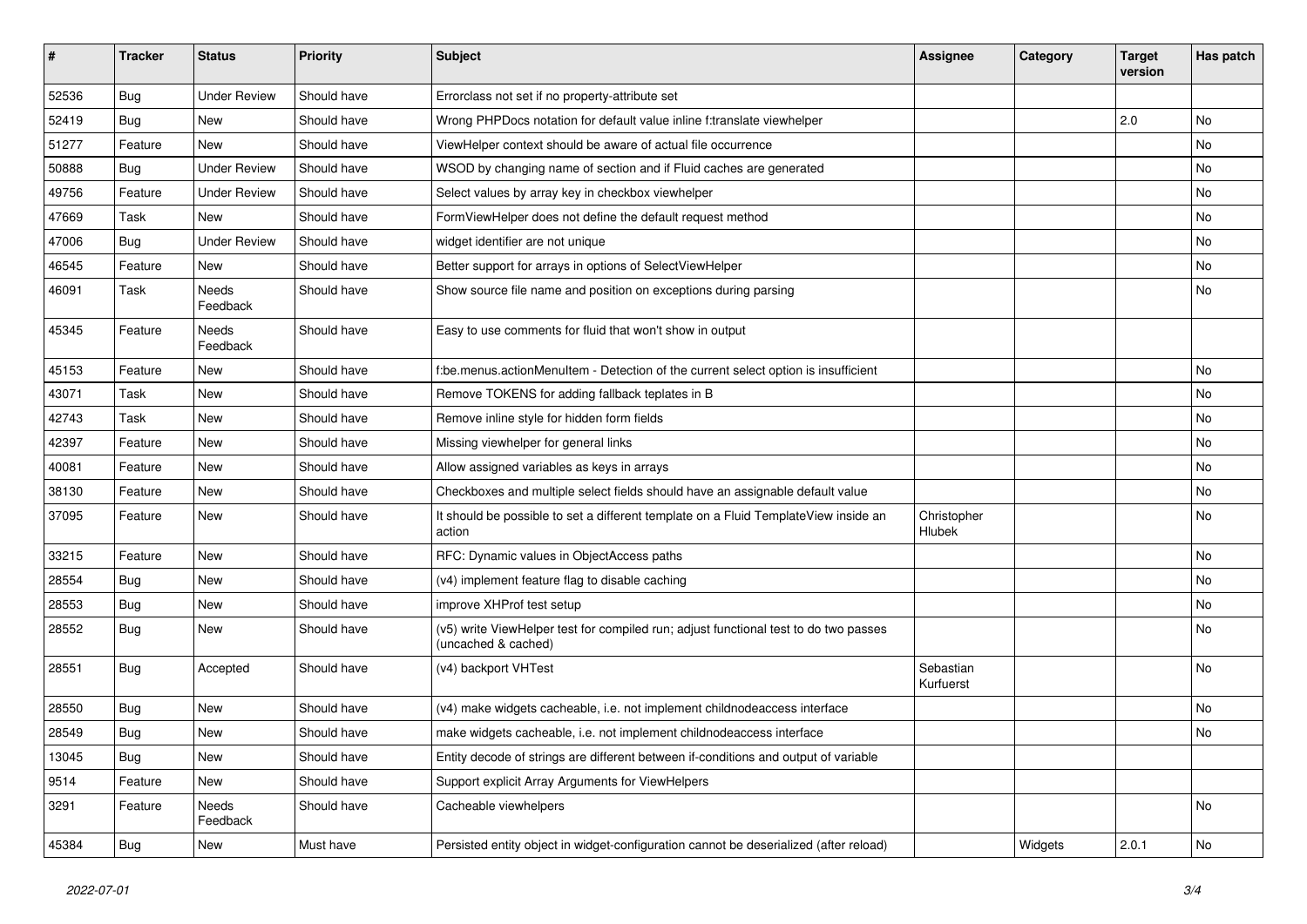| # | Tracker | Status | Priority | Subject | Assignee | Category | Target version | Has patch |
|---|---|---|---|---|---|---|---|---|
| 52536 | Bug | Under Review | Should have | Errorclass not set if no property-attribute set | | | | |
| 52419 | Bug | New | Should have | Wrong PHPDocs notation for default value inline f:translate viewhelper | | | 2.0 | No |
| 51277 | Feature | New | Should have | ViewHelper context should be aware of actual file occurrence | | | | No |
| 50888 | Bug | Under Review | Should have | WSOD by changing name of section and if Fluid caches are generated | | | | No |
| 49756 | Feature | Under Review | Should have | Select values by array key in checkbox viewhelper | | | | No |
| 47669 | Task | New | Should have | FormViewHelper does not define the default request method | | | | No |
| 47006 | Bug | Under Review | Should have | widget identifier are not unique | | | | No |
| 46545 | Feature | New | Should have | Better support for arrays in options of SelectViewHelper | | | | No |
| 46091 | Task | Needs Feedback | Should have | Show source file name and position on exceptions during parsing | | | | No |
| 45345 | Feature | Needs Feedback | Should have | Easy to use comments for fluid that won't show in output | | | | |
| 45153 | Feature | New | Should have | f:be.menus.actionMenuItem - Detection of the current select option is insufficient | | | | No |
| 43071 | Task | New | Should have | Remove TOKENS for adding fallback teplates in B | | | | No |
| 42743 | Task | New | Should have | Remove inline style for hidden form fields | | | | No |
| 42397 | Feature | New | Should have | Missing viewhelper for general links | | | | No |
| 40081 | Feature | New | Should have | Allow assigned variables as keys in arrays | | | | No |
| 38130 | Feature | New | Should have | Checkboxes and multiple select fields should have an assignable default value | | | | No |
| 37095 | Feature | New | Should have | It should be possible to set a different template on a Fluid TemplateView inside an action | Christopher Hlubek | | | No |
| 33215 | Feature | New | Should have | RFC: Dynamic values in ObjectAccess paths | | | | No |
| 28554 | Bug | New | Should have | (v4) implement feature flag to disable caching | | | | No |
| 28553 | Bug | New | Should have | improve XHProf test setup | | | | No |
| 28552 | Bug | New | Should have | (v5) write ViewHelper test for compiled run; adjust functional test to do two passes (uncached & cached) | | | | No |
| 28551 | Bug | Accepted | Should have | (v4) backport VHTest | Sebastian Kurfuerst | | | No |
| 28550 | Bug | New | Should have | (v4) make widgets cacheable, i.e. not implement childnodeaccess interface | | | | No |
| 28549 | Bug | New | Should have | make widgets cacheable, i.e. not implement childnodeaccess interface | | | | No |
| 13045 | Bug | New | Should have | Entity decode of strings are different between if-conditions and output of variable | | | | |
| 9514 | Feature | New | Should have | Support explicit Array Arguments for ViewHelpers | | | | |
| 3291 | Feature | Needs Feedback | Should have | Cacheable viewhelpers | | | | No |
| 45384 | Bug | New | Must have | Persisted entity object in widget-configuration cannot be deserialized (after reload) | | Widgets | 2.0.1 | No |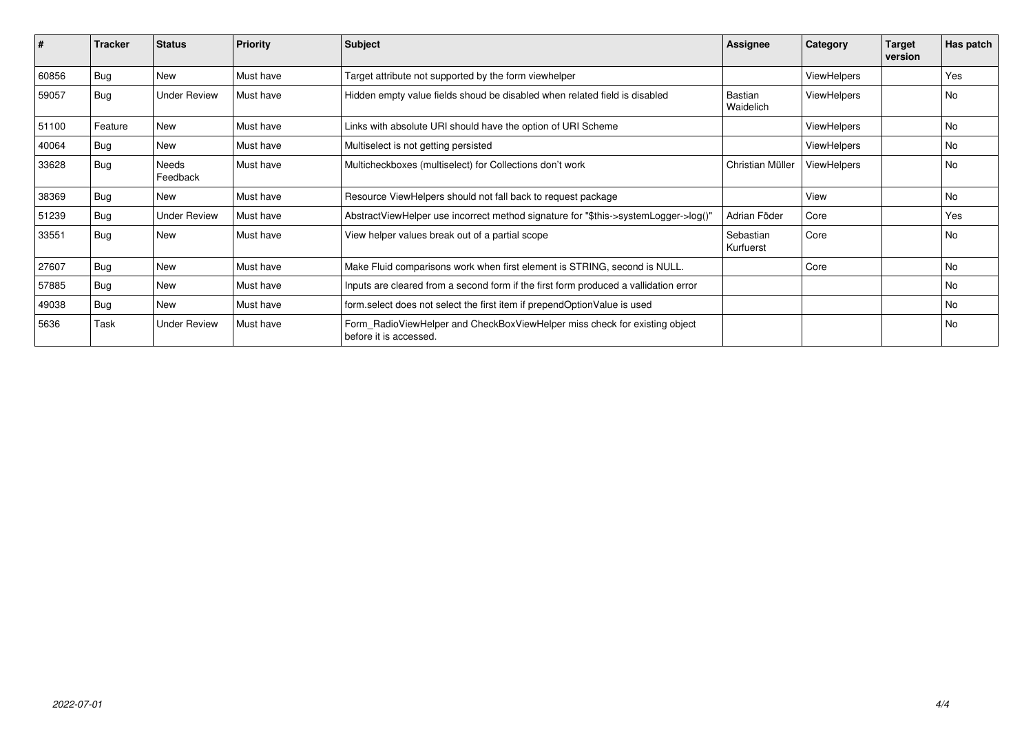| # | Tracker | Status | Priority | Subject | Assignee | Category | Target version | Has patch |
|---|---|---|---|---|---|---|---|---|
| 60856 | Bug | New | Must have | Target attribute not supported by the form viewhelper | | ViewHelpers | | Yes |
| 59057 | Bug | Under Review | Must have | Hidden empty value fields shoud be disabled when related field is disabled | Bastian Waidelich | ViewHelpers | | No |
| 51100 | Feature | New | Must have | Links with absolute URI should have the option of URI Scheme | | ViewHelpers | | No |
| 40064 | Bug | New | Must have | Multiselect is not getting persisted | | ViewHelpers | | No |
| 33628 | Bug | Needs Feedback | Must have | Multicheckboxes (multiselect) for Collections don't work | Christian Müller | ViewHelpers | | No |
| 38369 | Bug | New | Must have | Resource ViewHelpers should not fall back to request package | | View | | No |
| 51239 | Bug | Under Review | Must have | AbstractViewHelper use incorrect method signature for "$this->systemLogger->log()" | Adrian Föder | Core | | Yes |
| 33551 | Bug | New | Must have | View helper values break out of a partial scope | Sebastian Kurfuerst | Core | | No |
| 27607 | Bug | New | Must have | Make Fluid comparisons work when first element is STRING, second is NULL. | | Core | | No |
| 57885 | Bug | New | Must have | Inputs are cleared from a second form if the first form produced a vallidation error | | | | No |
| 49038 | Bug | New | Must have | form.select does not select the first item if prependOptionValue is used | | | | No |
| 5636 | Task | Under Review | Must have | Form_RadioViewHelper and CheckBoxViewHelper miss check for existing object before it is accessed. | | | | No |